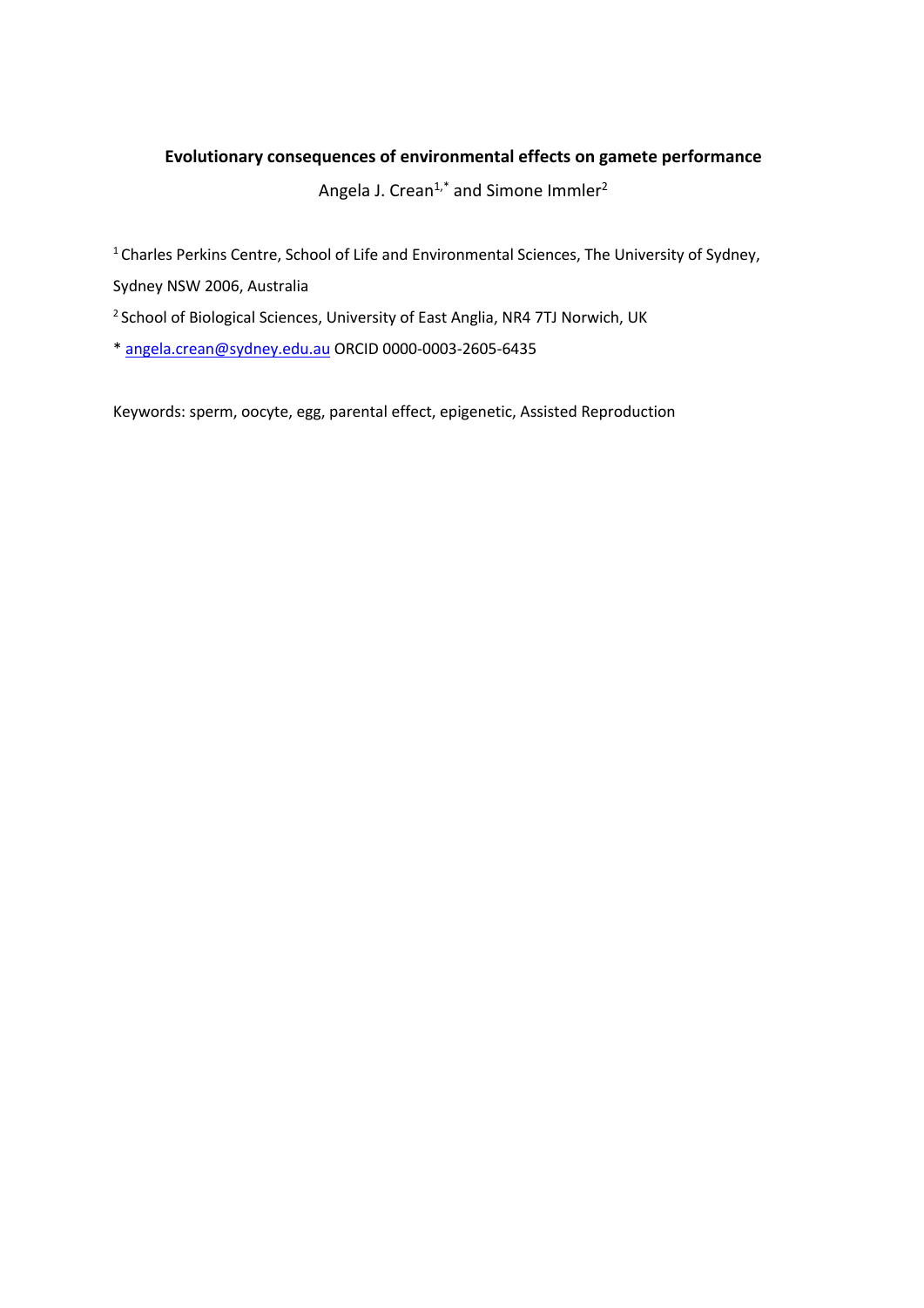# Evolutionary consequences of environmental effects on gamete performance

Angela J. Crean[1,*] and Simone Immler[2]

[1] Charles Perkins Centre, School of Life and Environmental Sciences, The University of Sydney, Sydney NSW 2006, Australia

[2] School of Biological Sciences, University of East Anglia, NR4 7TJ Norwich, UK

* angela.crean@sydney.edu.au ORCID 0000-0003-2605-6435

Keywords: sperm, oocyte, egg, parental effect, epigenetic, Assisted Reproduction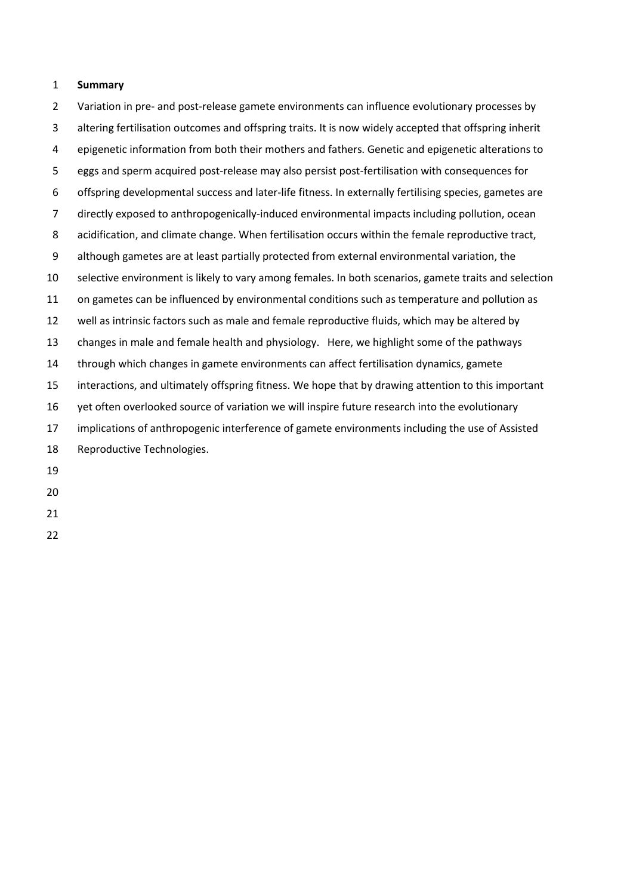**Summary**

Variation in pre- and post-release gamete environments can influence evolutionary processes by altering fertilisation outcomes and offspring traits. It is now widely accepted that offspring inherit epigenetic information from both their mothers and fathers. Genetic and epigenetic alterations to eggs and sperm acquired post-release may also persist post-fertilisation with consequences for offspring developmental success and later-life fitness. In externally fertilising species, gametes are directly exposed to anthropogenically-induced environmental impacts including pollution, ocean acidification, and climate change. When fertilisation occurs within the female reproductive tract, although gametes are at least partially protected from external environmental variation, the selective environment is likely to vary among females. In both scenarios, gamete traits and selection on gametes can be influenced by environmental conditions such as temperature and pollution as well as intrinsic factors such as male and female reproductive fluids, which may be altered by changes in male and female health and physiology. Here, we highlight some of the pathways through which changes in gamete environments can affect fertilisation dynamics, gamete interactions, and ultimately offspring fitness. We hope that by drawing attention to this important yet often overlooked source of variation we will inspire future research into the evolutionary implications of anthropogenic interference of gamete environments including the use of Assisted Reproductive Technologies.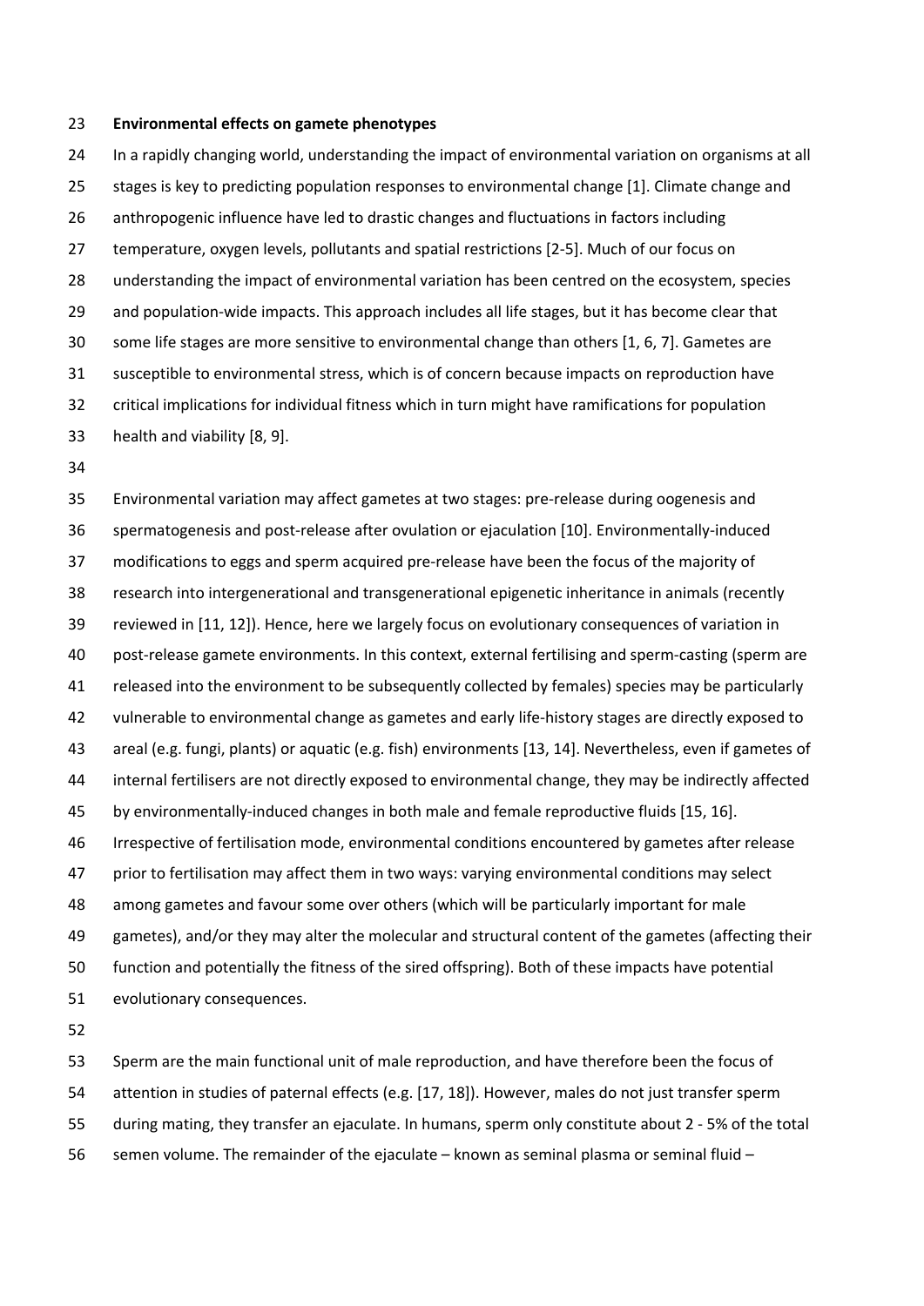## Environmental effects on gamete phenotypes

In a rapidly changing world, understanding the impact of environmental variation on organisms at all stages is key to predicting population responses to environmental change [1]. Climate change and anthropogenic influence have led to drastic changes and fluctuations in factors including temperature, oxygen levels, pollutants and spatial restrictions [2-5]. Much of our focus on understanding the impact of environmental variation has been centred on the ecosystem, species and population-wide impacts. This approach includes all life stages, but it has become clear that some life stages are more sensitive to environmental change than others [1, 6, 7]. Gametes are susceptible to environmental stress, which is of concern because impacts on reproduction have critical implications for individual fitness which in turn might have ramifications for population health and viability [8, 9].

Environmental variation may affect gametes at two stages: pre-release during oogenesis and spermatogenesis and post-release after ovulation or ejaculation [10]. Environmentally-induced modifications to eggs and sperm acquired pre-release have been the focus of the majority of research into intergenerational and transgenerational epigenetic inheritance in animals (recently reviewed in [11, 12]). Hence, here we largely focus on evolutionary consequences of variation in post-release gamete environments. In this context, external fertilising and sperm-casting (sperm are released into the environment to be subsequently collected by females) species may be particularly vulnerable to environmental change as gametes and early life-history stages are directly exposed to areal (e.g. fungi, plants) or aquatic (e.g. fish) environments [13, 14]. Nevertheless, even if gametes of internal fertilisers are not directly exposed to environmental change, they may be indirectly affected by environmentally-induced changes in both male and female reproductive fluids [15, 16]. Irrespective of fertilisation mode, environmental conditions encountered by gametes after release prior to fertilisation may affect them in two ways: varying environmental conditions may select among gametes and favour some over others (which will be particularly important for male gametes), and/or they may alter the molecular and structural content of the gametes (affecting their function and potentially the fitness of the sired offspring). Both of these impacts have potential evolutionary consequences.

Sperm are the main functional unit of male reproduction, and have therefore been the focus of attention in studies of paternal effects (e.g. [17, 18]). However, males do not just transfer sperm during mating, they transfer an ejaculate. In humans, sperm only constitute about 2 - 5% of the total semen volume. The remainder of the ejaculate – known as seminal plasma or seminal fluid –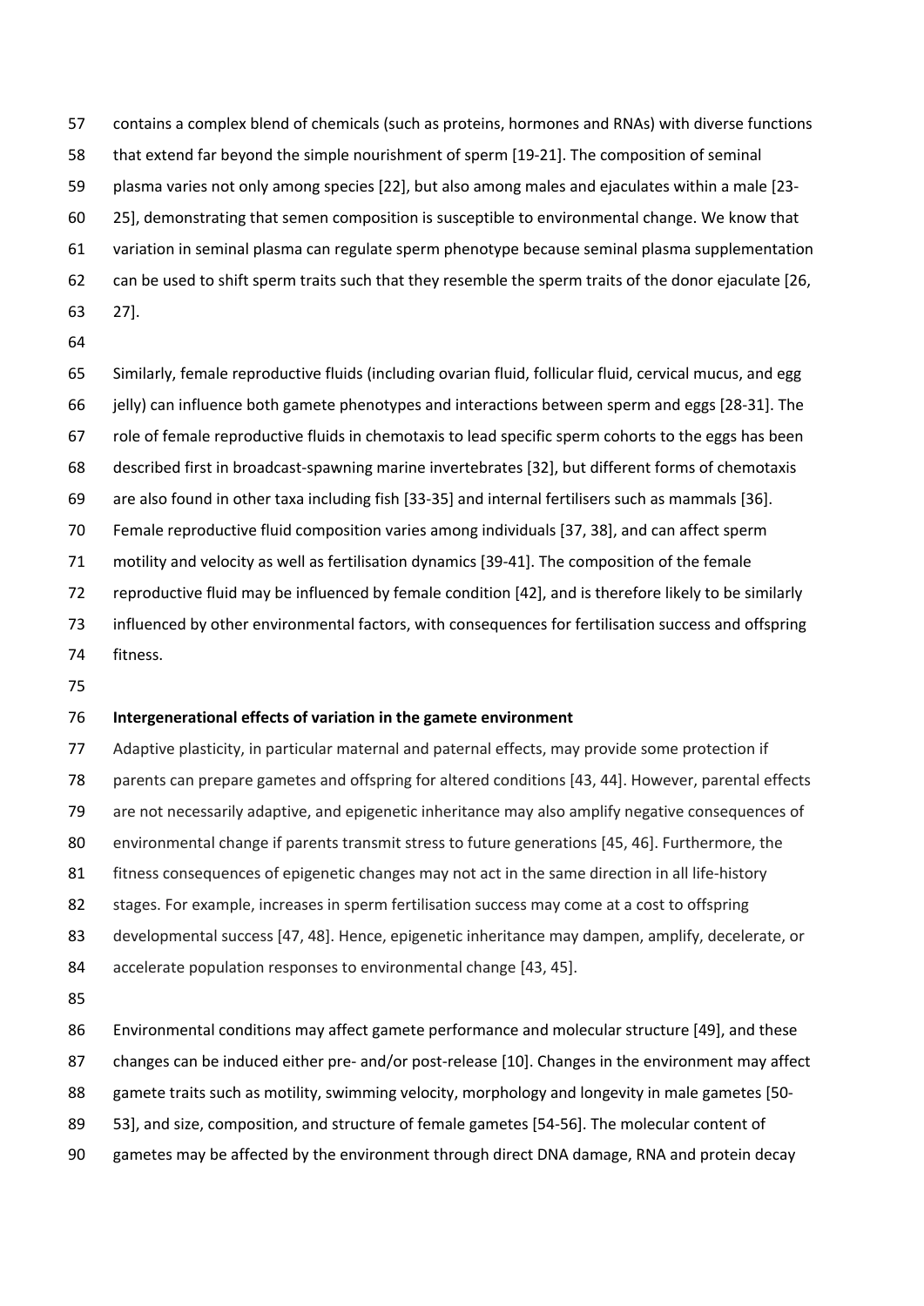contains a complex blend of chemicals (such as proteins, hormones and RNAs) with diverse functions that extend far beyond the simple nourishment of sperm [19-21]. The composition of seminal plasma varies not only among species [22], but also among males and ejaculates within a male [23-25], demonstrating that semen composition is susceptible to environmental change. We know that variation in seminal plasma can regulate sperm phenotype because seminal plasma supplementation can be used to shift sperm traits such that they resemble the sperm traits of the donor ejaculate [26, 27].

Similarly, female reproductive fluids (including ovarian fluid, follicular fluid, cervical mucus, and egg jelly) can influence both gamete phenotypes and interactions between sperm and eggs [28-31]. The role of female reproductive fluids in chemotaxis to lead specific sperm cohorts to the eggs has been described first in broadcast-spawning marine invertebrates [32], but different forms of chemotaxis are also found in other taxa including fish [33-35] and internal fertilisers such as mammals [36]. Female reproductive fluid composition varies among individuals [37, 38], and can affect sperm motility and velocity as well as fertilisation dynamics [39-41]. The composition of the female reproductive fluid may be influenced by female condition [42], and is therefore likely to be similarly influenced by other environmental factors, with consequences for fertilisation success and offspring fitness.

**Intergenerational effects of variation in the gamete environment**

Adaptive plasticity, in particular maternal and paternal effects, may provide some protection if parents can prepare gametes and offspring for altered conditions [43, 44]. However, parental effects are not necessarily adaptive, and epigenetic inheritance may also amplify negative consequences of environmental change if parents transmit stress to future generations [45, 46]. Furthermore, the fitness consequences of epigenetic changes may not act in the same direction in all life-history stages. For example, increases in sperm fertilisation success may come at a cost to offspring developmental success [47, 48]. Hence, epigenetic inheritance may dampen, amplify, decelerate, or accelerate population responses to environmental change [43, 45].

Environmental conditions may affect gamete performance and molecular structure [49], and these changes can be induced either pre- and/or post-release [10]. Changes in the environment may affect gamete traits such as motility, swimming velocity, morphology and longevity in male gametes [50-53], and size, composition, and structure of female gametes [54-56]. The molecular content of gametes may be affected by the environment through direct DNA damage, RNA and protein decay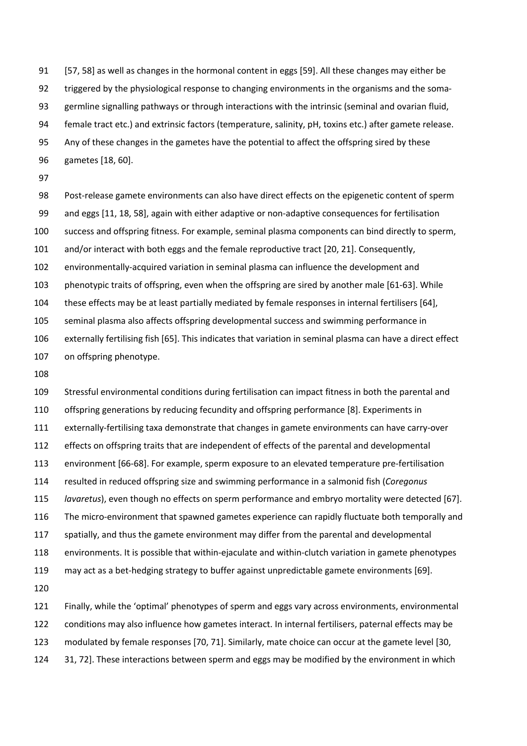[57, 58] as well as changes in the hormonal content in eggs [59]. All these changes may either be triggered by the physiological response to changing environments in the organisms and the soma-germline signalling pathways or through interactions with the intrinsic (seminal and ovarian fluid, female tract etc.) and extrinsic factors (temperature, salinity, pH, toxins etc.) after gamete release. Any of these changes in the gametes have the potential to affect the offspring sired by these gametes [18, 60].

Post-release gamete environments can also have direct effects on the epigenetic content of sperm and eggs [11, 18, 58], again with either adaptive or non-adaptive consequences for fertilisation success and offspring fitness. For example, seminal plasma components can bind directly to sperm, and/or interact with both eggs and the female reproductive tract [20, 21]. Consequently, environmentally-acquired variation in seminal plasma can influence the development and phenotypic traits of offspring, even when the offspring are sired by another male [61-63]. While these effects may be at least partially mediated by female responses in internal fertilisers [64], seminal plasma also affects offspring developmental success and swimming performance in externally fertilising fish [65]. This indicates that variation in seminal plasma can have a direct effect on offspring phenotype.

Stressful environmental conditions during fertilisation can impact fitness in both the parental and offspring generations by reducing fecundity and offspring performance [8]. Experiments in externally-fertilising taxa demonstrate that changes in gamete environments can have carry-over effects on offspring traits that are independent of effects of the parental and developmental environment [66-68]. For example, sperm exposure to an elevated temperature pre-fertilisation resulted in reduced offspring size and swimming performance in a salmonid fish (*Coregonus lavaretus*), even though no effects on sperm performance and embryo mortality were detected [67]. The micro-environment that spawned gametes experience can rapidly fluctuate both temporally and spatially, and thus the gamete environment may differ from the parental and developmental environments. It is possible that within-ejaculate and within-clutch variation in gamete phenotypes may act as a bet-hedging strategy to buffer against unpredictable gamete environments [69].

Finally, while the 'optimal' phenotypes of sperm and eggs vary across environments, environmental conditions may also influence how gametes interact. In internal fertilisers, paternal effects may be modulated by female responses [70, 71]. Similarly, mate choice can occur at the gamete level [30, 31, 72]. These interactions between sperm and eggs may be modified by the environment in which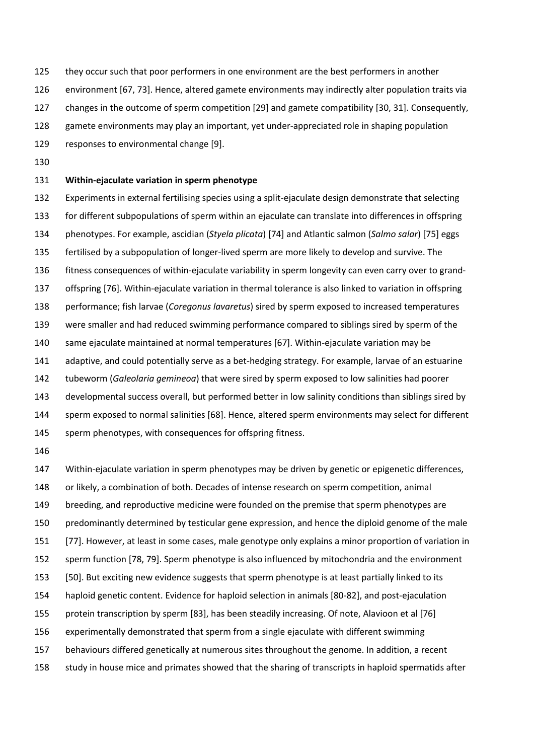they occur such that poor performers in one environment are the best performers in another environment [67, 73]. Hence, altered gamete environments may indirectly alter population traits via changes in the outcome of sperm competition [29] and gamete compatibility [30, 31]. Consequently, gamete environments may play an important, yet under-appreciated role in shaping population responses to environmental change [9].

**Within-ejaculate variation in sperm phenotype**

Experiments in external fertilising species using a split-ejaculate design demonstrate that selecting for different subpopulations of sperm within an ejaculate can translate into differences in offspring phenotypes. For example, ascidian (*Styela plicata*) [74] and Atlantic salmon (*Salmo salar*) [75] eggs fertilised by a subpopulation of longer-lived sperm are more likely to develop and survive. The fitness consequences of within-ejaculate variability in sperm longevity can even carry over to grand-offspring [76]. Within-ejaculate variation in thermal tolerance is also linked to variation in offspring performance; fish larvae (*Coregonus lavaretus*) sired by sperm exposed to increased temperatures were smaller and had reduced swimming performance compared to siblings sired by sperm of the same ejaculate maintained at normal temperatures [67]. Within-ejaculate variation may be adaptive, and could potentially serve as a bet-hedging strategy. For example, larvae of an estuarine tubeworm (*Galeolaria gemineoa*) that were sired by sperm exposed to low salinities had poorer developmental success overall, but performed better in low salinity conditions than siblings sired by sperm exposed to normal salinities [68]. Hence, altered sperm environments may select for different sperm phenotypes, with consequences for offspring fitness.

Within-ejaculate variation in sperm phenotypes may be driven by genetic or epigenetic differences, or likely, a combination of both. Decades of intense research on sperm competition, animal breeding, and reproductive medicine were founded on the premise that sperm phenotypes are predominantly determined by testicular gene expression, and hence the diploid genome of the male [77]. However, at least in some cases, male genotype only explains a minor proportion of variation in sperm function [78, 79]. Sperm phenotype is also influenced by mitochondria and the environment [50]. But exciting new evidence suggests that sperm phenotype is at least partially linked to its haploid genetic content. Evidence for haploid selection in animals [80-82], and post-ejaculation protein transcription by sperm [83], has been steadily increasing. Of note, Alavioon et al [76] experimentally demonstrated that sperm from a single ejaculate with different swimming behaviours differed genetically at numerous sites throughout the genome. In addition, a recent study in house mice and primates showed that the sharing of transcripts in haploid spermatids after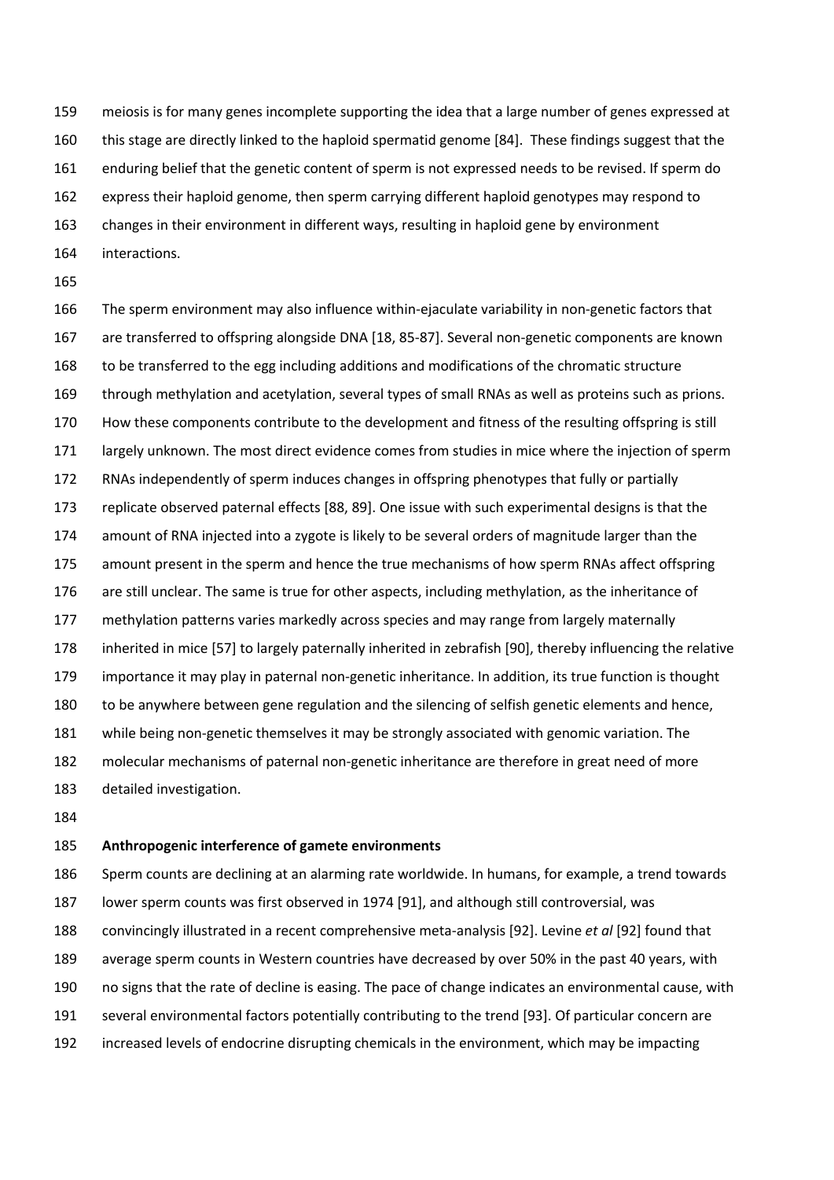meiosis is for many genes incomplete supporting the idea that a large number of genes expressed at this stage are directly linked to the haploid spermatid genome [84]. These findings suggest that the enduring belief that the genetic content of sperm is not expressed needs to be revised. If sperm do express their haploid genome, then sperm carrying different haploid genotypes may respond to changes in their environment in different ways, resulting in haploid gene by environment interactions.

The sperm environment may also influence within-ejaculate variability in non-genetic factors that are transferred to offspring alongside DNA [18, 85-87]. Several non-genetic components are known to be transferred to the egg including additions and modifications of the chromatic structure through methylation and acetylation, several types of small RNAs as well as proteins such as prions. How these components contribute to the development and fitness of the resulting offspring is still largely unknown. The most direct evidence comes from studies in mice where the injection of sperm RNAs independently of sperm induces changes in offspring phenotypes that fully or partially replicate observed paternal effects [88, 89]. One issue with such experimental designs is that the amount of RNA injected into a zygote is likely to be several orders of magnitude larger than the amount present in the sperm and hence the true mechanisms of how sperm RNAs affect offspring are still unclear. The same is true for other aspects, including methylation, as the inheritance of methylation patterns varies markedly across species and may range from largely maternally inherited in mice [57] to largely paternally inherited in zebrafish [90], thereby influencing the relative importance it may play in paternal non-genetic inheritance. In addition, its true function is thought to be anywhere between gene regulation and the silencing of selfish genetic elements and hence, while being non-genetic themselves it may be strongly associated with genomic variation. The molecular mechanisms of paternal non-genetic inheritance are therefore in great need of more detailed investigation.

**Anthropogenic interference of gamete environments**

Sperm counts are declining at an alarming rate worldwide. In humans, for example, a trend towards lower sperm counts was first observed in 1974 [91], and although still controversial, was convincingly illustrated in a recent comprehensive meta-analysis [92]. Levine *et al* [92] found that average sperm counts in Western countries have decreased by over 50% in the past 40 years, with no signs that the rate of decline is easing. The pace of change indicates an environmental cause, with several environmental factors potentially contributing to the trend [93]. Of particular concern are increased levels of endocrine disrupting chemicals in the environment, which may be impacting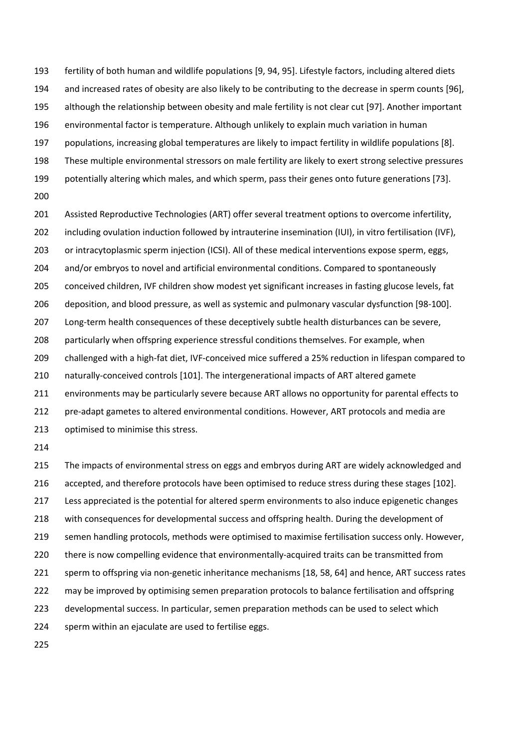fertility of both human and wildlife populations [9, 94, 95]. Lifestyle factors, including altered diets and increased rates of obesity are also likely to be contributing to the decrease in sperm counts [96], although the relationship between obesity and male fertility is not clear cut [97]. Another important environmental factor is temperature. Although unlikely to explain much variation in human populations, increasing global temperatures are likely to impact fertility in wildlife populations [8]. These multiple environmental stressors on male fertility are likely to exert strong selective pressures potentially altering which males, and which sperm, pass their genes onto future generations [73].

Assisted Reproductive Technologies (ART) offer several treatment options to overcome infertility, including ovulation induction followed by intrauterine insemination (IUI), in vitro fertilisation (IVF), or intracytoplasmic sperm injection (ICSI). All of these medical interventions expose sperm, eggs, and/or embryos to novel and artificial environmental conditions. Compared to spontaneously conceived children, IVF children show modest yet significant increases in fasting glucose levels, fat deposition, and blood pressure, as well as systemic and pulmonary vascular dysfunction [98-100]. Long-term health consequences of these deceptively subtle health disturbances can be severe, particularly when offspring experience stressful conditions themselves. For example, when challenged with a high-fat diet, IVF-conceived mice suffered a 25% reduction in lifespan compared to naturally-conceived controls [101]. The intergenerational impacts of ART altered gamete environments may be particularly severe because ART allows no opportunity for parental effects to pre-adapt gametes to altered environmental conditions. However, ART protocols and media are optimised to minimise this stress.

The impacts of environmental stress on eggs and embryos during ART are widely acknowledged and accepted, and therefore protocols have been optimised to reduce stress during these stages [102]. Less appreciated is the potential for altered sperm environments to also induce epigenetic changes with consequences for developmental success and offspring health. During the development of semen handling protocols, methods were optimised to maximise fertilisation success only. However, there is now compelling evidence that environmentally-acquired traits can be transmitted from sperm to offspring via non-genetic inheritance mechanisms [18, 58, 64] and hence, ART success rates may be improved by optimising semen preparation protocols to balance fertilisation and offspring developmental success. In particular, semen preparation methods can be used to select which sperm within an ejaculate are used to fertilise eggs.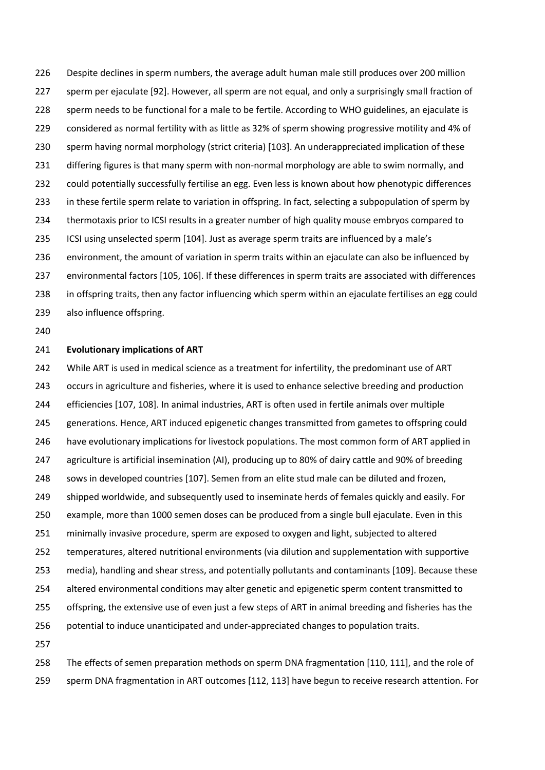Despite declines in sperm numbers, the average adult human male still produces over 200 million sperm per ejaculate [92]. However, all sperm are not equal, and only a surprisingly small fraction of sperm needs to be functional for a male to be fertile. According to WHO guidelines, an ejaculate is considered as normal fertility with as little as 32% of sperm showing progressive motility and 4% of sperm having normal morphology (strict criteria) [103]. An underappreciated implication of these differing figures is that many sperm with non-normal morphology are able to swim normally, and could potentially successfully fertilise an egg. Even less is known about how phenotypic differences in these fertile sperm relate to variation in offspring. In fact, selecting a subpopulation of sperm by thermotaxis prior to ICSI results in a greater number of high quality mouse embryos compared to ICSI using unselected sperm [104]. Just as average sperm traits are influenced by a male's environment, the amount of variation in sperm traits within an ejaculate can also be influenced by environmental factors [105, 106]. If these differences in sperm traits are associated with differences in offspring traits, then any factor influencing which sperm within an ejaculate fertilises an egg could also influence offspring.

## Evolutionary implications of ART

While ART is used in medical science as a treatment for infertility, the predominant use of ART occurs in agriculture and fisheries, where it is used to enhance selective breeding and production efficiencies [107, 108]. In animal industries, ART is often used in fertile animals over multiple generations. Hence, ART induced epigenetic changes transmitted from gametes to offspring could have evolutionary implications for livestock populations. The most common form of ART applied in agriculture is artificial insemination (AI), producing up to 80% of dairy cattle and 90% of breeding sows in developed countries [107]. Semen from an elite stud male can be diluted and frozen, shipped worldwide, and subsequently used to inseminate herds of females quickly and easily. For example, more than 1000 semen doses can be produced from a single bull ejaculate. Even in this minimally invasive procedure, sperm are exposed to oxygen and light, subjected to altered temperatures, altered nutritional environments (via dilution and supplementation with supportive media), handling and shear stress, and potentially pollutants and contaminants [109]. Because these altered environmental conditions may alter genetic and epigenetic sperm content transmitted to offspring, the extensive use of even just a few steps of ART in animal breeding and fisheries has the potential to induce unanticipated and under-appreciated changes to population traits.

The effects of semen preparation methods on sperm DNA fragmentation [110, 111], and the role of sperm DNA fragmentation in ART outcomes [112, 113] have begun to receive research attention. For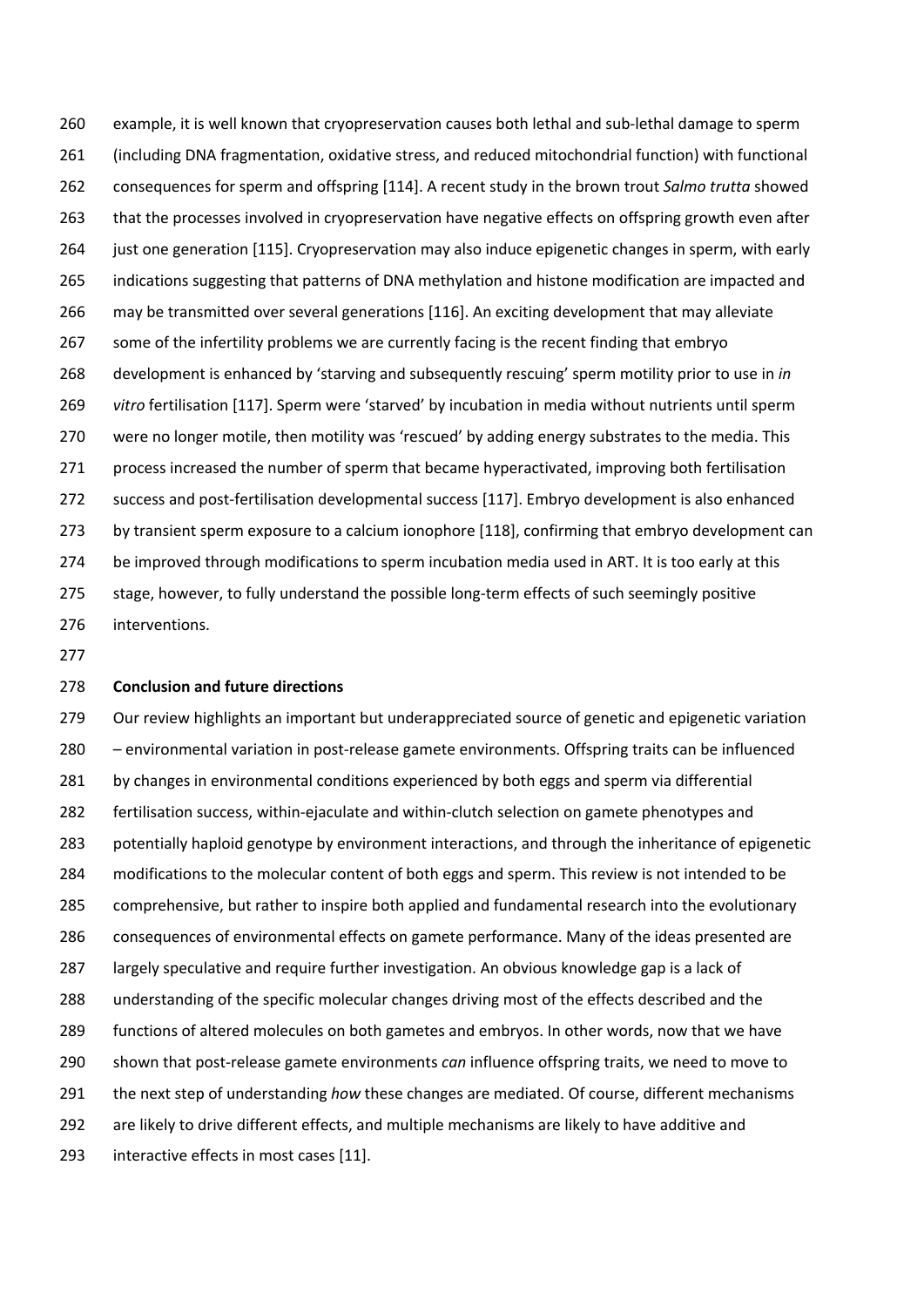example, it is well known that cryopreservation causes both lethal and sub-lethal damage to sperm (including DNA fragmentation, oxidative stress, and reduced mitochondrial function) with functional consequences for sperm and offspring [114]. A recent study in the brown trout *Salmo trutta* showed that the processes involved in cryopreservation have negative effects on offspring growth even after just one generation [115]. Cryopreservation may also induce epigenetic changes in sperm, with early indications suggesting that patterns of DNA methylation and histone modification are impacted and may be transmitted over several generations [116]. An exciting development that may alleviate some of the infertility problems we are currently facing is the recent finding that embryo development is enhanced by 'starving and subsequently rescuing' sperm motility prior to use in *in vitro* fertilisation [117]. Sperm were 'starved' by incubation in media without nutrients until sperm were no longer motile, then motility was 'rescued' by adding energy substrates to the media. This process increased the number of sperm that became hyperactivated, improving both fertilisation success and post-fertilisation developmental success [117]. Embryo development is also enhanced by transient sperm exposure to a calcium ionophore [118], confirming that embryo development can be improved through modifications to sperm incubation media used in ART. It is too early at this stage, however, to fully understand the possible long-term effects of such seemingly positive interventions.

## Conclusion and future directions

Our review highlights an important but underappreciated source of genetic and epigenetic variation – environmental variation in post-release gamete environments. Offspring traits can be influenced by changes in environmental conditions experienced by both eggs and sperm via differential fertilisation success, within-ejaculate and within-clutch selection on gamete phenotypes and potentially haploid genotype by environment interactions, and through the inheritance of epigenetic modifications to the molecular content of both eggs and sperm. This review is not intended to be comprehensive, but rather to inspire both applied and fundamental research into the evolutionary consequences of environmental effects on gamete performance. Many of the ideas presented are largely speculative and require further investigation. An obvious knowledge gap is a lack of understanding of the specific molecular changes driving most of the effects described and the functions of altered molecules on both gametes and embryos. In other words, now that we have shown that post-release gamete environments *can* influence offspring traits, we need to move to the next step of understanding *how* these changes are mediated. Of course, different mechanisms are likely to drive different effects, and multiple mechanisms are likely to have additive and interactive effects in most cases [11].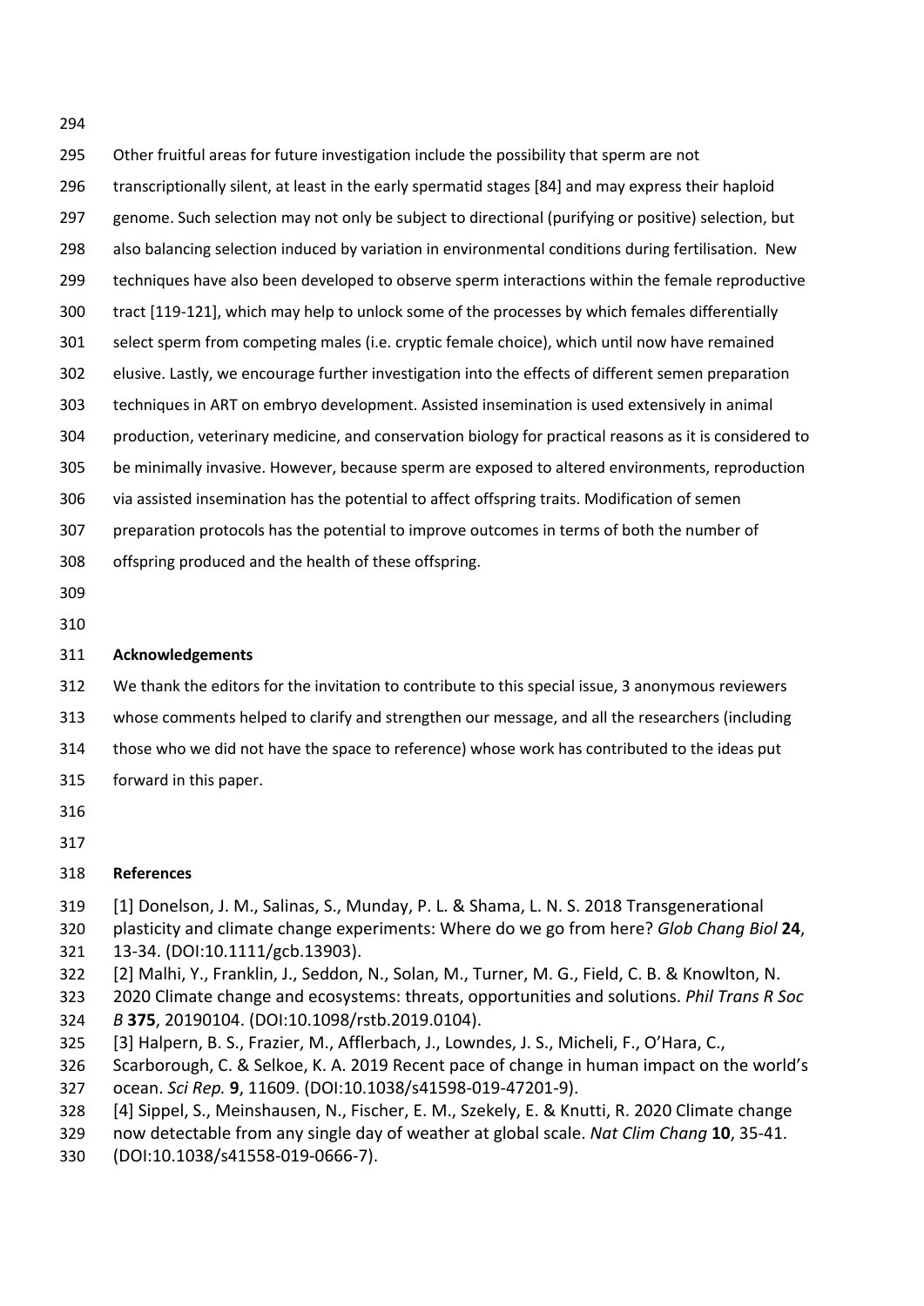Other fruitful areas for future investigation include the possibility that sperm are not transcriptionally silent, at least in the early spermatid stages [84] and may express their haploid genome. Such selection may not only be subject to directional (purifying or positive) selection, but also balancing selection induced by variation in environmental conditions during fertilisation. New techniques have also been developed to observe sperm interactions within the female reproductive tract [119-121], which may help to unlock some of the processes by which females differentially select sperm from competing males (i.e. cryptic female choice), which until now have remained elusive. Lastly, we encourage further investigation into the effects of different semen preparation techniques in ART on embryo development. Assisted insemination is used extensively in animal production, veterinary medicine, and conservation biology for practical reasons as it is considered to be minimally invasive. However, because sperm are exposed to altered environments, reproduction via assisted insemination has the potential to affect offspring traits. Modification of semen preparation protocols has the potential to improve outcomes in terms of both the number of offspring produced and the health of these offspring.

## Acknowledgements

We thank the editors for the invitation to contribute to this special issue, 3 anonymous reviewers whose comments helped to clarify and strengthen our message, and all the researchers (including those who we did not have the space to reference) whose work has contributed to the ideas put forward in this paper.

## References

[1] Donelson, J. M., Salinas, S., Munday, P. L. & Shama, L. N. S. 2018 Transgenerational plasticity and climate change experiments: Where do we go from here? *Glob Chang Biol* **24**, 13-34. (DOI:10.1111/gcb.13903).

[2] Malhi, Y., Franklin, J., Seddon, N., Solan, M., Turner, M. G., Field, C. B. & Knowlton, N. 2020 Climate change and ecosystems: threats, opportunities and solutions. *Phil Trans R Soc B* **375**, 20190104. (DOI:10.1098/rstb.2019.0104).

[3] Halpern, B. S., Frazier, M., Afflerbach, J., Lowndes, J. S., Micheli, F., O'Hara, C., Scarborough, C. & Selkoe, K. A. 2019 Recent pace of change in human impact on the world's ocean. *Sci Rep.* **9**, 11609. (DOI:10.1038/s41598-019-47201-9).

[4] Sippel, S., Meinshausen, N., Fischer, E. M., Szekely, E. & Knutti, R. 2020 Climate change now detectable from any single day of weather at global scale. *Nat Clim Chang* **10**, 35-41. (DOI:10.1038/s41558-019-0666-7).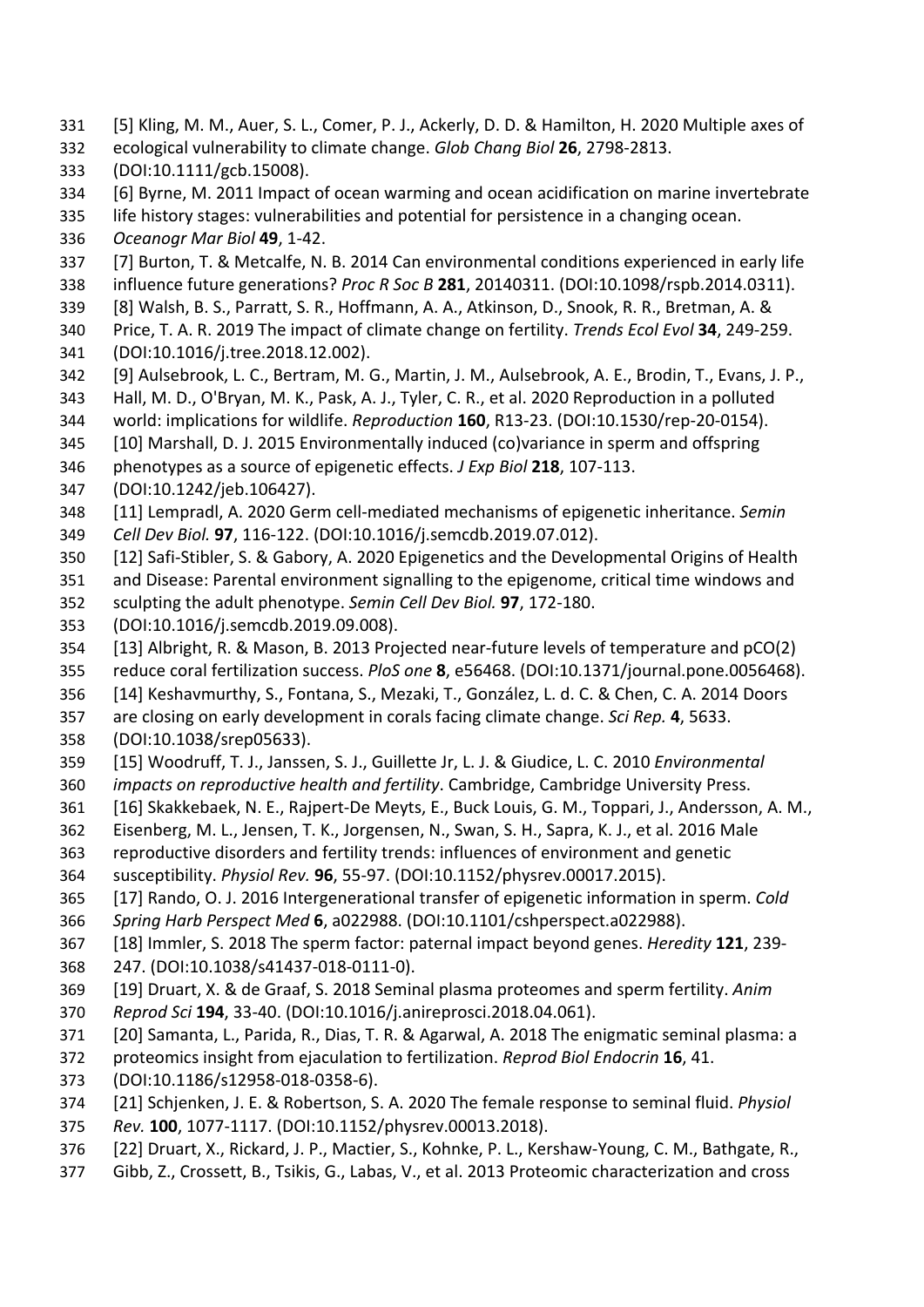[5] Kling, M. M., Auer, S. L., Comer, P. J., Ackerly, D. D. & Hamilton, H. 2020 Multiple axes of ecological vulnerability to climate change. *Glob Chang Biol* **26**, 2798-2813. (DOI:10.1111/gcb.15008).

[6] Byrne, M. 2011 Impact of ocean warming and ocean acidification on marine invertebrate life history stages: vulnerabilities and potential for persistence in a changing ocean. *Oceanogr Mar Biol* **49**, 1-42.

[7] Burton, T. & Metcalfe, N. B. 2014 Can environmental conditions experienced in early life influence future generations? *Proc R Soc B* **281**, 20140311. (DOI:10.1098/rspb.2014.0311).

[8] Walsh, B. S., Parratt, S. R., Hoffmann, A. A., Atkinson, D., Snook, R. R., Bretman, A. & Price, T. A. R. 2019 The impact of climate change on fertility. *Trends Ecol Evol* **34**, 249-259. (DOI:10.1016/j.tree.2018.12.002).

[9] Aulsebrook, L. C., Bertram, M. G., Martin, J. M., Aulsebrook, A. E., Brodin, T., Evans, J. P., Hall, M. D., O'Bryan, M. K., Pask, A. J., Tyler, C. R., et al. 2020 Reproduction in a polluted world: implications for wildlife. *Reproduction* **160**, R13-23. (DOI:10.1530/rep-20-0154).

[10] Marshall, D. J. 2015 Environmentally induced (co)variance in sperm and offspring phenotypes as a source of epigenetic effects. *J Exp Biol* **218**, 107-113. (DOI:10.1242/jeb.106427).

[11] Lempradl, A. 2020 Germ cell-mediated mechanisms of epigenetic inheritance. *Semin Cell Dev Biol.* **97**, 116-122. (DOI:10.1016/j.semcdb.2019.07.012).

[12] Safi-Stibler, S. & Gabory, A. 2020 Epigenetics and the Developmental Origins of Health and Disease: Parental environment signalling to the epigenome, critical time windows and sculpting the adult phenotype. *Semin Cell Dev Biol.* **97**, 172-180. (DOI:10.1016/j.semcdb.2019.09.008).

[13] Albright, R. & Mason, B. 2013 Projected near-future levels of temperature and pCO(2) reduce coral fertilization success. *PloS one* **8**, e56468. (DOI:10.1371/journal.pone.0056468).

[14] Keshavmurthy, S., Fontana, S., Mezaki, T., González, L. d. C. & Chen, C. A. 2014 Doors are closing on early development in corals facing climate change. *Sci Rep.* **4**, 5633. (DOI:10.1038/srep05633).

[15] Woodruff, T. J., Janssen, S. J., Guillette Jr, L. J. & Giudice, L. C. 2010 *Environmental impacts on reproductive health and fertility*. Cambridge, Cambridge University Press.

[16] Skakkebaek, N. E., Rajpert-De Meyts, E., Buck Louis, G. M., Toppari, J., Andersson, A. M., Eisenberg, M. L., Jensen, T. K., Jorgensen, N., Swan, S. H., Sapra, K. J., et al. 2016 Male reproductive disorders and fertility trends: influences of environment and genetic susceptibility. *Physiol Rev.* **96**, 55-97. (DOI:10.1152/physrev.00017.2015).

[17] Rando, O. J. 2016 Intergenerational transfer of epigenetic information in sperm. *Cold Spring Harb Perspect Med* **6**, a022988. (DOI:10.1101/cshperspect.a022988).

[18] Immler, S. 2018 The sperm factor: paternal impact beyond genes. *Heredity* **121**, 239-247. (DOI:10.1038/s41437-018-0111-0).

[19] Druart, X. & de Graaf, S. 2018 Seminal plasma proteomes and sperm fertility. *Anim Reprod Sci* **194**, 33-40. (DOI:10.1016/j.anireprosci.2018.04.061).

[20] Samanta, L., Parida, R., Dias, T. R. & Agarwal, A. 2018 The enigmatic seminal plasma: a proteomics insight from ejaculation to fertilization. *Reprod Biol Endocrin* **16**, 41. (DOI:10.1186/s12958-018-0358-6).

[21] Schjenken, J. E. & Robertson, S. A. 2020 The female response to seminal fluid. *Physiol Rev.* **100**, 1077-1117. (DOI:10.1152/physrev.00013.2018).

[22] Druart, X., Rickard, J. P., Mactier, S., Kohnke, P. L., Kershaw-Young, C. M., Bathgate, R., Gibb, Z., Crossett, B., Tsikis, G., Labas, V., et al. 2013 Proteomic characterization and cross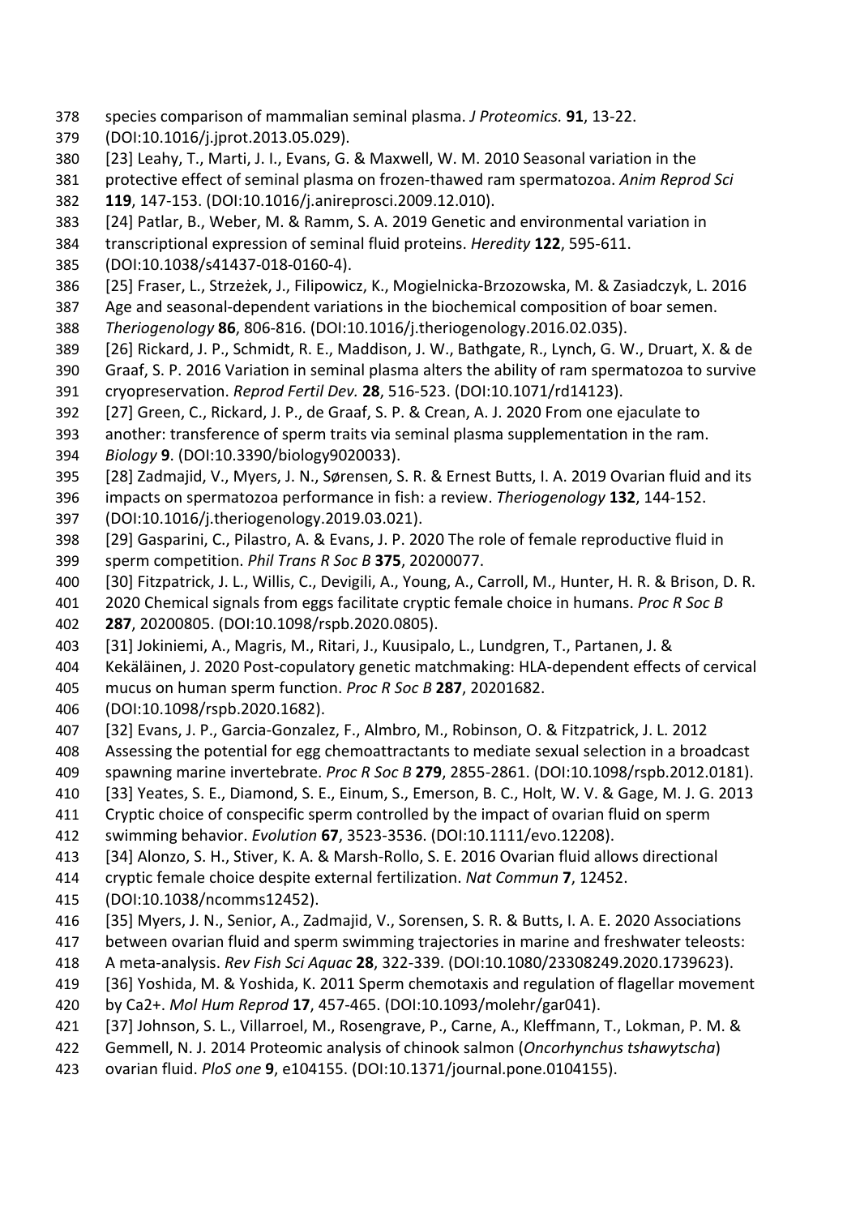species comparison of mammalian seminal plasma. *J Proteomics.* **91**, 13-22. (DOI:10.1016/j.jprot.2013.05.029).

[23] Leahy, T., Marti, J. I., Evans, G. & Maxwell, W. M. 2010 Seasonal variation in the protective effect of seminal plasma on frozen-thawed ram spermatozoa. *Anim Reprod Sci* **119**, 147-153. (DOI:10.1016/j.anireprosci.2009.12.010).

[24] Patlar, B., Weber, M. & Ramm, S. A. 2019 Genetic and environmental variation in transcriptional expression of seminal fluid proteins. *Heredity* **122**, 595-611. (DOI:10.1038/s41437-018-0160-4).

[25] Fraser, L., Strzeżek, J., Filipowicz, K., Mogielnicka-Brzozowska, M. & Zasiadczyk, L. 2016 Age and seasonal-dependent variations in the biochemical composition of boar semen. *Theriogenology* **86**, 806-816. (DOI:10.1016/j.theriogenology.2016.02.035).

[26] Rickard, J. P., Schmidt, R. E., Maddison, J. W., Bathgate, R., Lynch, G. W., Druart, X. & de Graaf, S. P. 2016 Variation in seminal plasma alters the ability of ram spermatozoa to survive cryopreservation. *Reprod Fertil Dev.* **28**, 516-523. (DOI:10.1071/rd14123).

[27] Green, C., Rickard, J. P., de Graaf, S. P. & Crean, A. J. 2020 From one ejaculate to another: transference of sperm traits via seminal plasma supplementation in the ram. *Biology* **9**. (DOI:10.3390/biology9020033).

[28] Zadmajid, V., Myers, J. N., Sørensen, S. R. & Ernest Butts, I. A. 2019 Ovarian fluid and its impacts on spermatozoa performance in fish: a review. *Theriogenology* **132**, 144-152. (DOI:10.1016/j.theriogenology.2019.03.021).

[29] Gasparini, C., Pilastro, A. & Evans, J. P. 2020 The role of female reproductive fluid in sperm competition. *Phil Trans R Soc B* **375**, 20200077.

[30] Fitzpatrick, J. L., Willis, C., Devigili, A., Young, A., Carroll, M., Hunter, H. R. & Brison, D. R. 2020 Chemical signals from eggs facilitate cryptic female choice in humans. *Proc R Soc B* **287**, 20200805. (DOI:10.1098/rspb.2020.0805).

[31] Jokiniemi, A., Magris, M., Ritari, J., Kuusipalo, L., Lundgren, T., Partanen, J. & Kekäläinen, J. 2020 Post-copulatory genetic matchmaking: HLA-dependent effects of cervical mucus on human sperm function. *Proc R Soc B* **287**, 20201682. (DOI:10.1098/rspb.2020.1682).

[32] Evans, J. P., Garcia-Gonzalez, F., Almbro, M., Robinson, O. & Fitzpatrick, J. L. 2012 Assessing the potential for egg chemoattractants to mediate sexual selection in a broadcast spawning marine invertebrate. *Proc R Soc B* **279**, 2855-2861. (DOI:10.1098/rspb.2012.0181).

[33] Yeates, S. E., Diamond, S. E., Einum, S., Emerson, B. C., Holt, W. V. & Gage, M. J. G. 2013 Cryptic choice of conspecific sperm controlled by the impact of ovarian fluid on sperm swimming behavior. *Evolution* **67**, 3523-3536. (DOI:10.1111/evo.12208).

[34] Alonzo, S. H., Stiver, K. A. & Marsh-Rollo, S. E. 2016 Ovarian fluid allows directional cryptic female choice despite external fertilization. *Nat Commun* **7**, 12452. (DOI:10.1038/ncomms12452).

[35] Myers, J. N., Senior, A., Zadmajid, V., Sorensen, S. R. & Butts, I. A. E. 2020 Associations between ovarian fluid and sperm swimming trajectories in marine and freshwater teleosts: A meta-analysis. *Rev Fish Sci Aquac* **28**, 322-339. (DOI:10.1080/23308249.2020.1739623).

[36] Yoshida, M. & Yoshida, K. 2011 Sperm chemotaxis and regulation of flagellar movement by Ca2+. *Mol Hum Reprod* **17**, 457-465. (DOI:10.1093/molehr/gar041).

[37] Johnson, S. L., Villarroel, M., Rosengrave, P., Carne, A., Kleffmann, T., Lokman, P. M. & Gemmell, N. J. 2014 Proteomic analysis of chinook salmon (*Oncorhynchus tshawytscha*) ovarian fluid. *PloS one* **9**, e104155. (DOI:10.1371/journal.pone.0104155).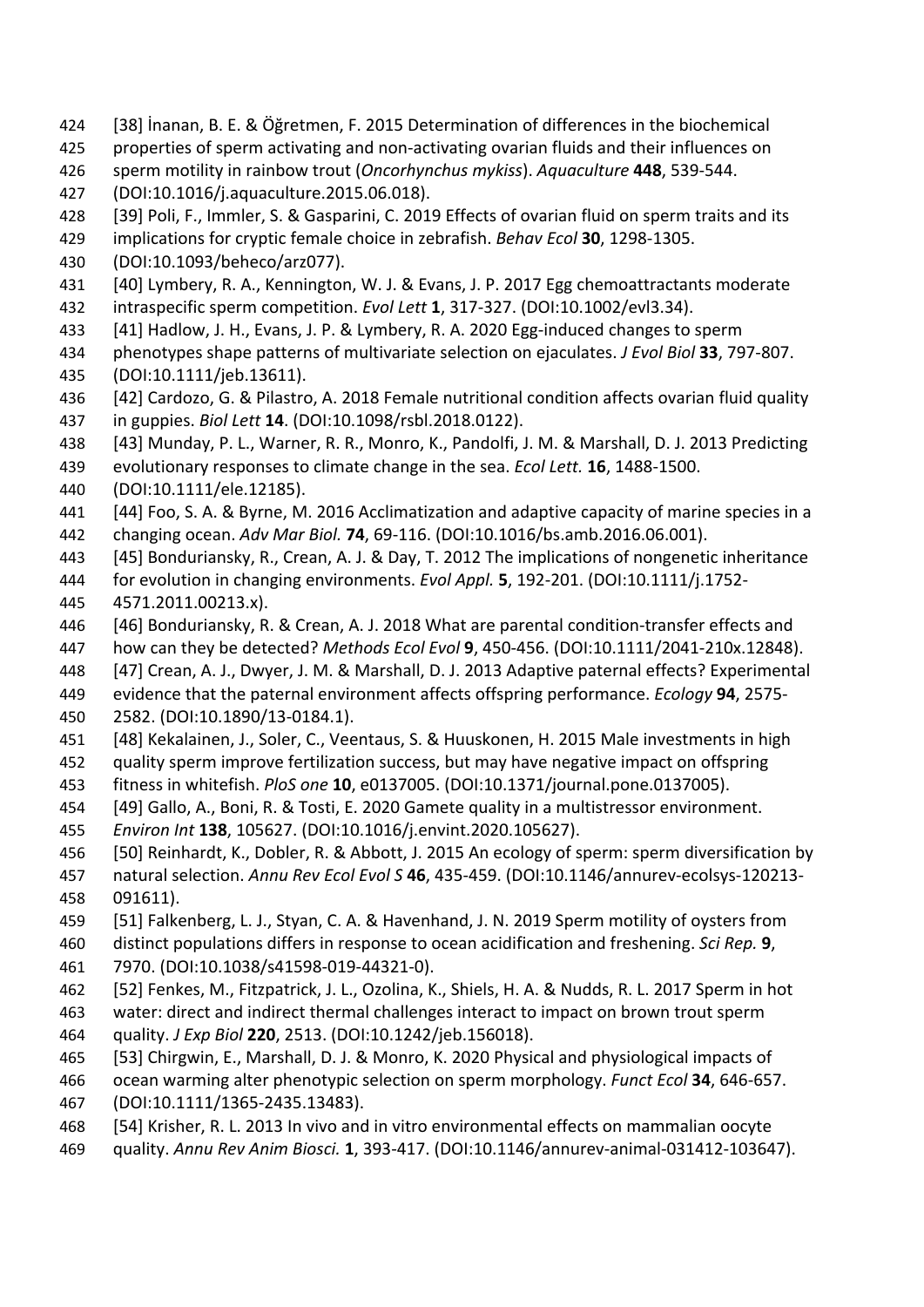[38] İnanan, B. E. & Öğretmen, F. 2015 Determination of differences in the biochemical properties of sperm activating and non-activating ovarian fluids and their influences on sperm motility in rainbow trout (*Oncorhynchus mykiss*). *Aquaculture* **448**, 539-544. (DOI:10.1016/j.aquaculture.2015.06.018).

[39] Poli, F., Immler, S. & Gasparini, C. 2019 Effects of ovarian fluid on sperm traits and its implications for cryptic female choice in zebrafish. *Behav Ecol* **30**, 1298-1305. (DOI:10.1093/beheco/arz077).

[40] Lymbery, R. A., Kennington, W. J. & Evans, J. P. 2017 Egg chemoattractants moderate intraspecific sperm competition. *Evol Lett* **1**, 317-327. (DOI:10.1002/evl3.34).

[41] Hadlow, J. H., Evans, J. P. & Lymbery, R. A. 2020 Egg-induced changes to sperm phenotypes shape patterns of multivariate selection on ejaculates. *J Evol Biol* **33**, 797-807. (DOI:10.1111/jeb.13611).

[42] Cardozo, G. & Pilastro, A. 2018 Female nutritional condition affects ovarian fluid quality in guppies. *Biol Lett* **14**. (DOI:10.1098/rsbl.2018.0122).

[43] Munday, P. L., Warner, R. R., Monro, K., Pandolfi, J. M. & Marshall, D. J. 2013 Predicting evolutionary responses to climate change in the sea. *Ecol Lett.* **16**, 1488-1500. (DOI:10.1111/ele.12185).

[44] Foo, S. A. & Byrne, M. 2016 Acclimatization and adaptive capacity of marine species in a changing ocean. *Adv Mar Biol.* **74**, 69-116. (DOI:10.1016/bs.amb.2016.06.001).

[45] Bonduriansky, R., Crean, A. J. & Day, T. 2012 The implications of nongenetic inheritance for evolution in changing environments. *Evol Appl.* **5**, 192-201. (DOI:10.1111/j.1752-4571.2011.00213.x).

[46] Bonduriansky, R. & Crean, A. J. 2018 What are parental condition-transfer effects and how can they be detected? *Methods Ecol Evol* **9**, 450-456. (DOI:10.1111/2041-210x.12848).

[47] Crean, A. J., Dwyer, J. M. & Marshall, D. J. 2013 Adaptive paternal effects? Experimental evidence that the paternal environment affects offspring performance. *Ecology* **94**, 2575-2582. (DOI:10.1890/13-0184.1).

[48] Kekalainen, J., Soler, C., Veentaus, S. & Huuskonen, H. 2015 Male investments in high quality sperm improve fertilization success, but may have negative impact on offspring fitness in whitefish. *PloS one* **10**, e0137005. (DOI:10.1371/journal.pone.0137005).

[49] Gallo, A., Boni, R. & Tosti, E. 2020 Gamete quality in a multistressor environment. *Environ Int* **138**, 105627. (DOI:10.1016/j.envint.2020.105627).

[50] Reinhardt, K., Dobler, R. & Abbott, J. 2015 An ecology of sperm: sperm diversification by natural selection. *Annu Rev Ecol Evol S* **46**, 435-459. (DOI:10.1146/annurev-ecolsys-120213-091611).

[51] Falkenberg, L. J., Styan, C. A. & Havenhand, J. N. 2019 Sperm motility of oysters from distinct populations differs in response to ocean acidification and freshening. *Sci Rep.* **9**, 7970. (DOI:10.1038/s41598-019-44321-0).

[52] Fenkes, M., Fitzpatrick, J. L., Ozolina, K., Shiels, H. A. & Nudds, R. L. 2017 Sperm in hot water: direct and indirect thermal challenges interact to impact on brown trout sperm quality. *J Exp Biol* **220**, 2513. (DOI:10.1242/jeb.156018).

[53] Chirgwin, E., Marshall, D. J. & Monro, K. 2020 Physical and physiological impacts of ocean warming alter phenotypic selection on sperm morphology. *Funct Ecol* **34**, 646-657. (DOI:10.1111/1365-2435.13483).

[54] Krisher, R. L. 2013 In vivo and in vitro environmental effects on mammalian oocyte quality. *Annu Rev Anim Biosci.* **1**, 393-417. (DOI:10.1146/annurev-animal-031412-103647).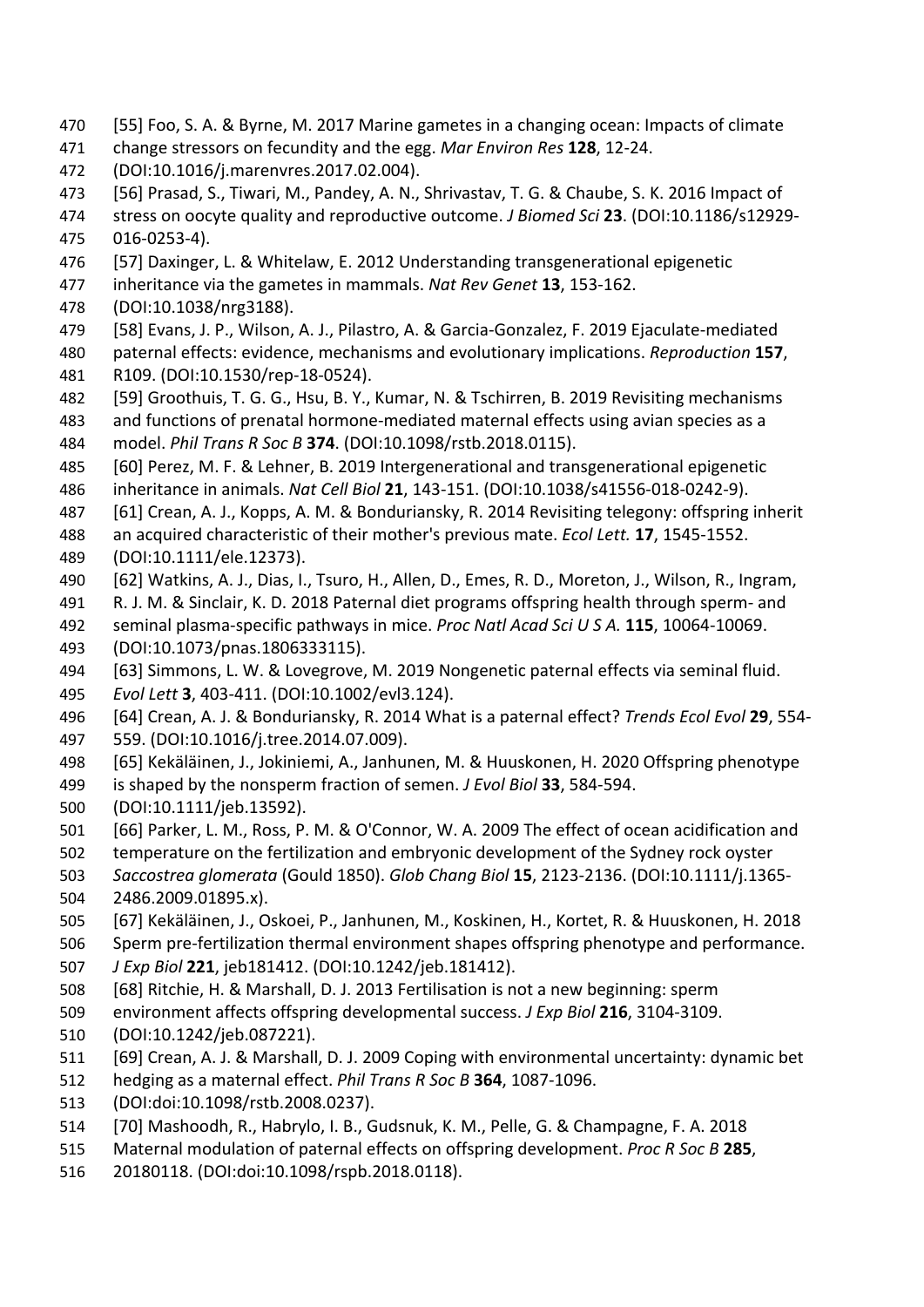[55] Foo, S. A. & Byrne, M. 2017 Marine gametes in a changing ocean: Impacts of climate change stressors on fecundity and the egg. *Mar Environ Res* **128**, 12-24. (DOI:10.1016/j.marenvres.2017.02.004).

[56] Prasad, S., Tiwari, M., Pandey, A. N., Shrivastav, T. G. & Chaube, S. K. 2016 Impact of stress on oocyte quality and reproductive outcome. *J Biomed Sci* **23**. (DOI:10.1186/s12929-016-0253-4).

[57] Daxinger, L. & Whitelaw, E. 2012 Understanding transgenerational epigenetic inheritance via the gametes in mammals. *Nat Rev Genet* **13**, 153-162. (DOI:10.1038/nrg3188).

[58] Evans, J. P., Wilson, A. J., Pilastro, A. & Garcia-Gonzalez, F. 2019 Ejaculate-mediated paternal effects: evidence, mechanisms and evolutionary implications. *Reproduction* **157**, R109. (DOI:10.1530/rep-18-0524).

[59] Groothuis, T. G. G., Hsu, B. Y., Kumar, N. & Tschirren, B. 2019 Revisiting mechanisms and functions of prenatal hormone-mediated maternal effects using avian species as a model. *Phil Trans R Soc B* **374**. (DOI:10.1098/rstb.2018.0115).

[60] Perez, M. F. & Lehner, B. 2019 Intergenerational and transgenerational epigenetic inheritance in animals. *Nat Cell Biol* **21**, 143-151. (DOI:10.1038/s41556-018-0242-9).

[61] Crean, A. J., Kopps, A. M. & Bonduriansky, R. 2014 Revisiting telegony: offspring inherit an acquired characteristic of their mother's previous mate. *Ecol Lett.* **17**, 1545-1552. (DOI:10.1111/ele.12373).

[62] Watkins, A. J., Dias, I., Tsuro, H., Allen, D., Emes, R. D., Moreton, J., Wilson, R., Ingram, R. J. M. & Sinclair, K. D. 2018 Paternal diet programs offspring health through sperm- and seminal plasma-specific pathways in mice. *Proc Natl Acad Sci U S A.* **115**, 10064-10069. (DOI:10.1073/pnas.1806333115).

[63] Simmons, L. W. & Lovegrove, M. 2019 Nongenetic paternal effects via seminal fluid. *Evol Lett* **3**, 403-411. (DOI:10.1002/evl3.124).

[64] Crean, A. J. & Bonduriansky, R. 2014 What is a paternal effect? *Trends Ecol Evol* **29**, 554-559. (DOI:10.1016/j.tree.2014.07.009).

[65] Kekäläinen, J., Jokiniemi, A., Janhunen, M. & Huuskonen, H. 2020 Offspring phenotype is shaped by the nonsperm fraction of semen. *J Evol Biol* **33**, 584-594. (DOI:10.1111/jeb.13592).

[66] Parker, L. M., Ross, P. M. & O'Connor, W. A. 2009 The effect of ocean acidification and temperature on the fertilization and embryonic development of the Sydney rock oyster *Saccostrea glomerata* (Gould 1850). *Glob Chang Biol* **15**, 2123-2136. (DOI:10.1111/j.1365-2486.2009.01895.x).

[67] Kekäläinen, J., Oskoei, P., Janhunen, M., Koskinen, H., Kortet, R. & Huuskonen, H. 2018 Sperm pre-fertilization thermal environment shapes offspring phenotype and performance. *J Exp Biol* **221**, jeb181412. (DOI:10.1242/jeb.181412).

[68] Ritchie, H. & Marshall, D. J. 2013 Fertilisation is not a new beginning: sperm environment affects offspring developmental success. *J Exp Biol* **216**, 3104-3109. (DOI:10.1242/jeb.087221).

[69] Crean, A. J. & Marshall, D. J. 2009 Coping with environmental uncertainty: dynamic bet hedging as a maternal effect. *Phil Trans R Soc B* **364**, 1087-1096. (DOI:doi:10.1098/rstb.2008.0237).

[70] Mashoodh, R., Habrylo, I. B., Gudsnuk, K. M., Pelle, G. & Champagne, F. A. 2018 Maternal modulation of paternal effects on offspring development. *Proc R Soc B* **285**, 20180118. (DOI:doi:10.1098/rspb.2018.0118).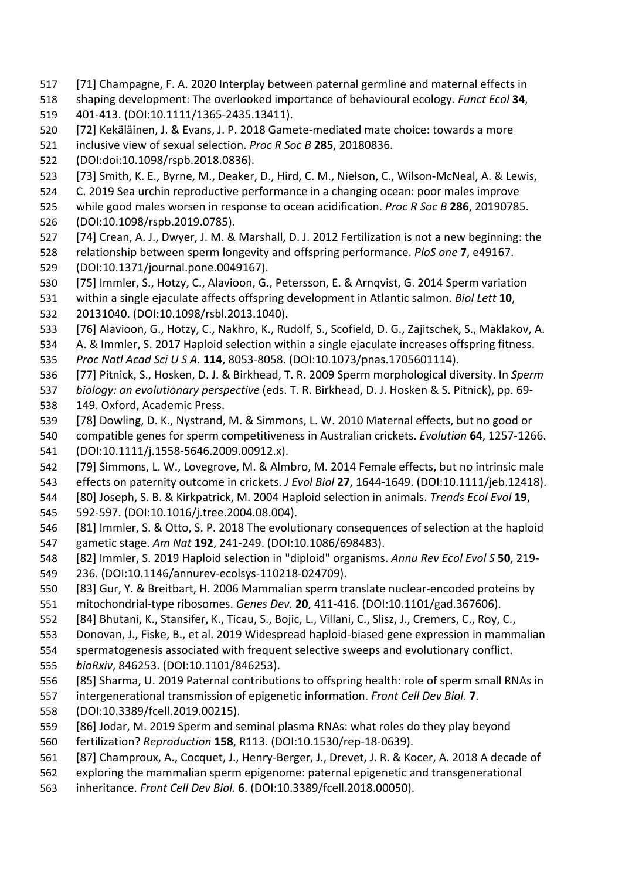[71] Champagne, F. A. 2020 Interplay between paternal germline and maternal effects in shaping development: The overlooked importance of behavioural ecology. *Funct Ecol* **34**, 401-413. (DOI:10.1111/1365-2435.13411).

[72] Kekäläinen, J. & Evans, J. P. 2018 Gamete-mediated mate choice: towards a more inclusive view of sexual selection. *Proc R Soc B* **285**, 20180836. (DOI:doi:10.1098/rspb.2018.0836).

[73] Smith, K. E., Byrne, M., Deaker, D., Hird, C. M., Nielson, C., Wilson-McNeal, A. & Lewis, C. 2019 Sea urchin reproductive performance in a changing ocean: poor males improve while good males worsen in response to ocean acidification. *Proc R Soc B* **286**, 20190785. (DOI:10.1098/rspb.2019.0785).

[74] Crean, A. J., Dwyer, J. M. & Marshall, D. J. 2012 Fertilization is not a new beginning: the relationship between sperm longevity and offspring performance. *PloS one* **7**, e49167. (DOI:10.1371/journal.pone.0049167).

[75] Immler, S., Hotzy, C., Alavioon, G., Petersson, E. & Arnqvist, G. 2014 Sperm variation within a single ejaculate affects offspring development in Atlantic salmon. *Biol Lett* **10**, 20131040. (DOI:10.1098/rsbl.2013.1040).

[76] Alavioon, G., Hotzy, C., Nakhro, K., Rudolf, S., Scofield, D. G., Zajitschek, S., Maklakov, A. A. & Immler, S. 2017 Haploid selection within a single ejaculate increases offspring fitness. *Proc Natl Acad Sci U S A.* **114**, 8053-8058. (DOI:10.1073/pnas.1705601114).

[77] Pitnick, S., Hosken, D. J. & Birkhead, T. R. 2009 Sperm morphological diversity. In *Sperm biology: an evolutionary perspective* (eds. T. R. Birkhead, D. J. Hosken & S. Pitnick), pp. 69-149. Oxford, Academic Press.

[78] Dowling, D. K., Nystrand, M. & Simmons, L. W. 2010 Maternal effects, but no good or compatible genes for sperm competitiveness in Australian crickets. *Evolution* **64**, 1257-1266. (DOI:10.1111/j.1558-5646.2009.00912.x).

[79] Simmons, L. W., Lovegrove, M. & Almbro, M. 2014 Female effects, but no intrinsic male effects on paternity outcome in crickets. *J Evol Biol* **27**, 1644-1649. (DOI:10.1111/jeb.12418).

[80] Joseph, S. B. & Kirkpatrick, M. 2004 Haploid selection in animals. *Trends Ecol Evol* **19**, 592-597. (DOI:10.1016/j.tree.2004.08.004).

[81] Immler, S. & Otto, S. P. 2018 The evolutionary consequences of selection at the haploid gametic stage. *Am Nat* **192**, 241-249. (DOI:10.1086/698483).

[82] Immler, S. 2019 Haploid selection in "diploid" organisms. *Annu Rev Ecol Evol S* **50**, 219-236. (DOI:10.1146/annurev-ecolsys-110218-024709).

[83] Gur, Y. & Breitbart, H. 2006 Mammalian sperm translate nuclear-encoded proteins by mitochondrial-type ribosomes. *Genes Dev.* **20**, 411-416. (DOI:10.1101/gad.367606).

[84] Bhutani, K., Stansifer, K., Ticau, S., Bojic, L., Villani, C., Slisz, J., Cremers, C., Roy, C., Donovan, J., Fiske, B., et al. 2019 Widespread haploid-biased gene expression in mammalian spermatogenesis associated with frequent selective sweeps and evolutionary conflict. *bioRxiv*, 846253. (DOI:10.1101/846253).

[85] Sharma, U. 2019 Paternal contributions to offspring health: role of sperm small RNAs in intergenerational transmission of epigenetic information. *Front Cell Dev Biol.* **7**. (DOI:10.3389/fcell.2019.00215).

[86] Jodar, M. 2019 Sperm and seminal plasma RNAs: what roles do they play beyond fertilization? *Reproduction* **158**, R113. (DOI:10.1530/rep-18-0639).

[87] Champroux, A., Cocquet, J., Henry-Berger, J., Drevet, J. R. & Kocer, A. 2018 A decade of exploring the mammalian sperm epigenome: paternal epigenetic and transgenerational inheritance. *Front Cell Dev Biol.* **6**. (DOI:10.3389/fcell.2018.00050).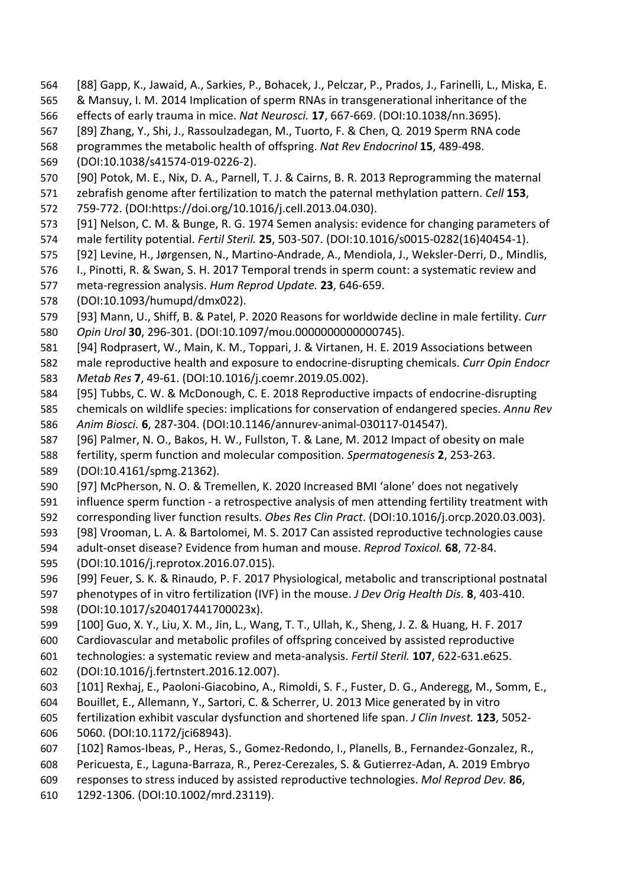[88] Gapp, K., Jawaid, A., Sarkies, P., Bohacek, J., Pelczar, P., Prados, J., Farinelli, L., Miska, E. & Mansuy, I. M. 2014 Implication of sperm RNAs in transgenerational inheritance of the effects of early trauma in mice. *Nat Neurosci.* **17**, 667-669. (DOI:10.1038/nn.3695).

[89] Zhang, Y., Shi, J., Rassoulzadegan, M., Tuorto, F. & Chen, Q. 2019 Sperm RNA code programmes the metabolic health of offspring. *Nat Rev Endocrinol* **15**, 489-498. (DOI:10.1038/s41574-019-0226-2).

[90] Potok, M. E., Nix, D. A., Parnell, T. J. & Cairns, B. R. 2013 Reprogramming the maternal zebrafish genome after fertilization to match the paternal methylation pattern. *Cell* **153**, 759-772. (DOI:https://doi.org/10.1016/j.cell.2013.04.030).

[91] Nelson, C. M. & Bunge, R. G. 1974 Semen analysis: evidence for changing parameters of male fertility potential. *Fertil Steril.* **25**, 503-507. (DOI:10.1016/s0015-0282(16)40454-1).

[92] Levine, H., Jørgensen, N., Martino-Andrade, A., Mendiola, J., Weksler-Derri, D., Mindlis, I., Pinotti, R. & Swan, S. H. 2017 Temporal trends in sperm count: a systematic review and meta-regression analysis. *Hum Reprod Update.* **23**, 646-659. (DOI:10.1093/humupd/dmx022).

[93] Mann, U., Shiff, B. & Patel, P. 2020 Reasons for worldwide decline in male fertility. *Curr Opin Urol* **30**, 296-301. (DOI:10.1097/mou.0000000000000745).

[94] Rodprasert, W., Main, K. M., Toppari, J. & Virtanen, H. E. 2019 Associations between male reproductive health and exposure to endocrine-disrupting chemicals. *Curr Opin Endocr Metab Res* **7**, 49-61. (DOI:10.1016/j.coemr.2019.05.002).

[95] Tubbs, C. W. & McDonough, C. E. 2018 Reproductive impacts of endocrine-disrupting chemicals on wildlife species: implications for conservation of endangered species. *Annu Rev Anim Biosci.* **6**, 287-304. (DOI:10.1146/annurev-animal-030117-014547).

[96] Palmer, N. O., Bakos, H. W., Fullston, T. & Lane, M. 2012 Impact of obesity on male fertility, sperm function and molecular composition. *Spermatogenesis* **2**, 253-263. (DOI:10.4161/spmg.21362).

[97] McPherson, N. O. & Tremellen, K. 2020 Increased BMI 'alone' does not negatively influence sperm function - a retrospective analysis of men attending fertility treatment with corresponding liver function results. *Obes Res Clin Pract*. (DOI:10.1016/j.orcp.2020.03.003).

[98] Vrooman, L. A. & Bartolomei, M. S. 2017 Can assisted reproductive technologies cause adult-onset disease? Evidence from human and mouse. *Reprod Toxicol.* **68**, 72-84. (DOI:10.1016/j.reprotox.2016.07.015).

[99] Feuer, S. K. & Rinaudo, P. F. 2017 Physiological, metabolic and transcriptional postnatal phenotypes of in vitro fertilization (IVF) in the mouse. *J Dev Orig Health Dis.* **8**, 403-410. (DOI:10.1017/s204017441700023x).

[100] Guo, X. Y., Liu, X. M., Jin, L., Wang, T. T., Ullah, K., Sheng, J. Z. & Huang, H. F. 2017 Cardiovascular and metabolic profiles of offspring conceived by assisted reproductive technologies: a systematic review and meta-analysis. *Fertil Steril.* **107**, 622-631.e625. (DOI:10.1016/j.fertnstert.2016.12.007).

[101] Rexhaj, E., Paoloni-Giacobino, A., Rimoldi, S. F., Fuster, D. G., Anderegg, M., Somm, E., Bouillet, E., Allemann, Y., Sartori, C. & Scherrer, U. 2013 Mice generated by in vitro fertilization exhibit vascular dysfunction and shortened life span. *J Clin Invest.* **123**, 5052-5060. (DOI:10.1172/jci68943).

[102] Ramos-Ibeas, P., Heras, S., Gomez-Redondo, I., Planells, B., Fernandez-Gonzalez, R., Pericuesta, E., Laguna-Barraza, R., Perez-Cerezales, S. & Gutierrez-Adan, A. 2019 Embryo responses to stress induced by assisted reproductive technologies. *Mol Reprod Dev.* **86**, 1292-1306. (DOI:10.1002/mrd.23119).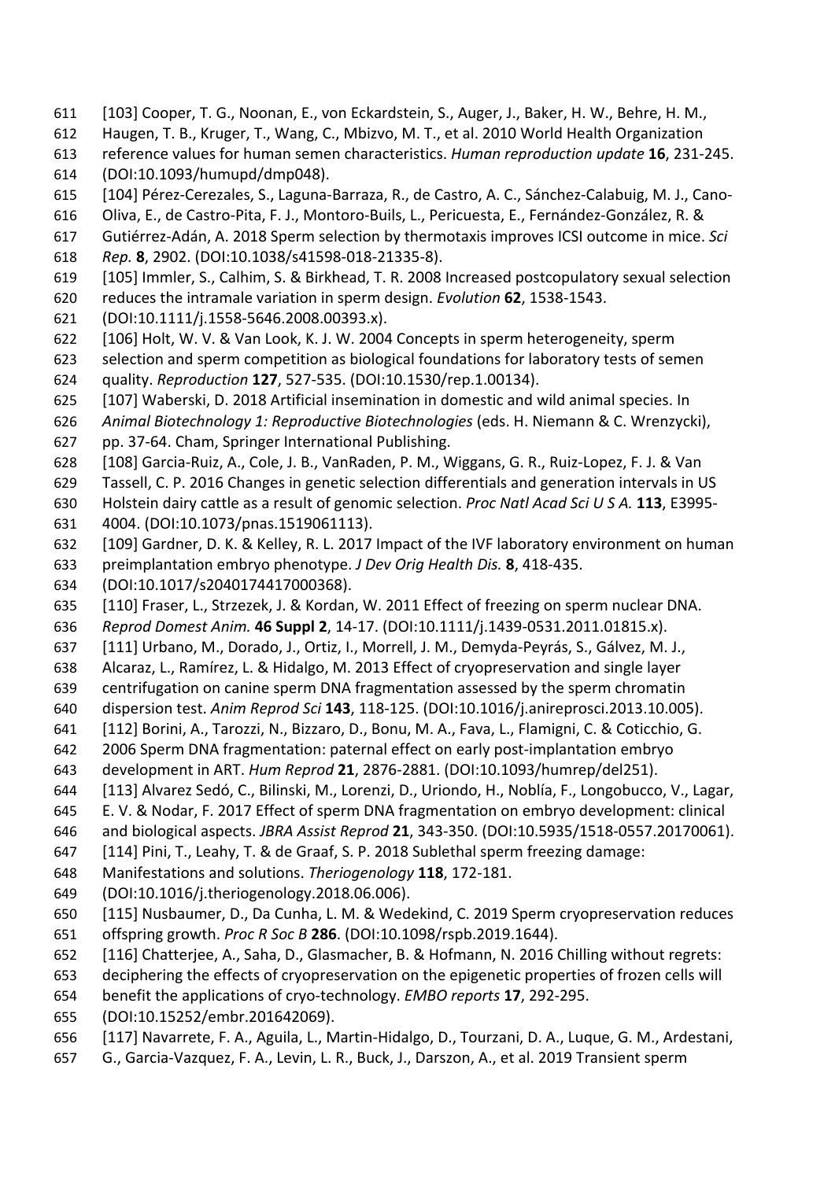[103] Cooper, T. G., Noonan, E., von Eckardstein, S., Auger, J., Baker, H. W., Behre, H. M., Haugen, T. B., Kruger, T., Wang, C., Mbizvo, M. T., et al. 2010 World Health Organization reference values for human semen characteristics. *Human reproduction update* **16**, 231-245. (DOI:10.1093/humupd/dmp048).

[104] Pérez-Cerezales, S., Laguna-Barraza, R., de Castro, A. C., Sánchez-Calabuig, M. J., Cano-Oliva, E., de Castro-Pita, F. J., Montoro-Buils, L., Pericuesta, E., Fernández-González, R. & Gutiérrez-Adán, A. 2018 Sperm selection by thermotaxis improves ICSI outcome in mice. *Sci Rep.* **8**, 2902. (DOI:10.1038/s41598-018-21335-8).

[105] Immler, S., Calhim, S. & Birkhead, T. R. 2008 Increased postcopulatory sexual selection reduces the intramale variation in sperm design. *Evolution* **62**, 1538-1543. (DOI:10.1111/j.1558-5646.2008.00393.x).

[106] Holt, W. V. & Van Look, K. J. W. 2004 Concepts in sperm heterogeneity, sperm selection and sperm competition as biological foundations for laboratory tests of semen quality. *Reproduction* **127**, 527-535. (DOI:10.1530/rep.1.00134).

[107] Waberski, D. 2018 Artificial insemination in domestic and wild animal species. In *Animal Biotechnology 1: Reproductive Biotechnologies* (eds. H. Niemann & C. Wrenzycki), pp. 37-64. Cham, Springer International Publishing.

[108] Garcia-Ruiz, A., Cole, J. B., VanRaden, P. M., Wiggans, G. R., Ruiz-Lopez, F. J. & Van Tassell, C. P. 2016 Changes in genetic selection differentials and generation intervals in US Holstein dairy cattle as a result of genomic selection. *Proc Natl Acad Sci U S A.* **113**, E3995-4004. (DOI:10.1073/pnas.1519061113).

[109] Gardner, D. K. & Kelley, R. L. 2017 Impact of the IVF laboratory environment on human preimplantation embryo phenotype. *J Dev Orig Health Dis.* **8**, 418-435. (DOI:10.1017/s2040174417000368).

[110] Fraser, L., Strzezek, J. & Kordan, W. 2011 Effect of freezing on sperm nuclear DNA. *Reprod Domest Anim.* **46 Suppl 2**, 14-17. (DOI:10.1111/j.1439-0531.2011.01815.x).

[111] Urbano, M., Dorado, J., Ortiz, I., Morrell, J. M., Demyda-Peyrás, S., Gálvez, M. J., Alcaraz, L., Ramírez, L. & Hidalgo, M. 2013 Effect of cryopreservation and single layer centrifugation on canine sperm DNA fragmentation assessed by the sperm chromatin dispersion test. *Anim Reprod Sci* **143**, 118-125. (DOI:10.1016/j.anireprosci.2013.10.005).

[112] Borini, A., Tarozzi, N., Bizzaro, D., Bonu, M. A., Fava, L., Flamigni, C. & Coticchio, G. 2006 Sperm DNA fragmentation: paternal effect on early post-implantation embryo development in ART. *Hum Reprod* **21**, 2876-2881. (DOI:10.1093/humrep/del251).

[113] Alvarez Sedó, C., Bilinski, M., Lorenzi, D., Uriondo, H., Noblía, F., Longobucco, V., Lagar, E. V. & Nodar, F. 2017 Effect of sperm DNA fragmentation on embryo development: clinical and biological aspects. *JBRA Assist Reprod* **21**, 343-350. (DOI:10.5935/1518-0557.20170061).

[114] Pini, T., Leahy, T. & de Graaf, S. P. 2018 Sublethal sperm freezing damage: Manifestations and solutions. *Theriogenology* **118**, 172-181. (DOI:10.1016/j.theriogenology.2018.06.006).

[115] Nusbaumer, D., Da Cunha, L. M. & Wedekind, C. 2019 Sperm cryopreservation reduces offspring growth. *Proc R Soc B* **286**. (DOI:10.1098/rspb.2019.1644).

[116] Chatterjee, A., Saha, D., Glasmacher, B. & Hofmann, N. 2016 Chilling without regrets: deciphering the effects of cryopreservation on the epigenetic properties of frozen cells will benefit the applications of cryo-technology. *EMBO reports* **17**, 292-295. (DOI:10.15252/embr.201642069).

[117] Navarrete, F. A., Aguila, L., Martin-Hidalgo, D., Tourzani, D. A., Luque, G. M., Ardestani, G., Garcia-Vazquez, F. A., Levin, L. R., Buck, J., Darszon, A., et al. 2019 Transient sperm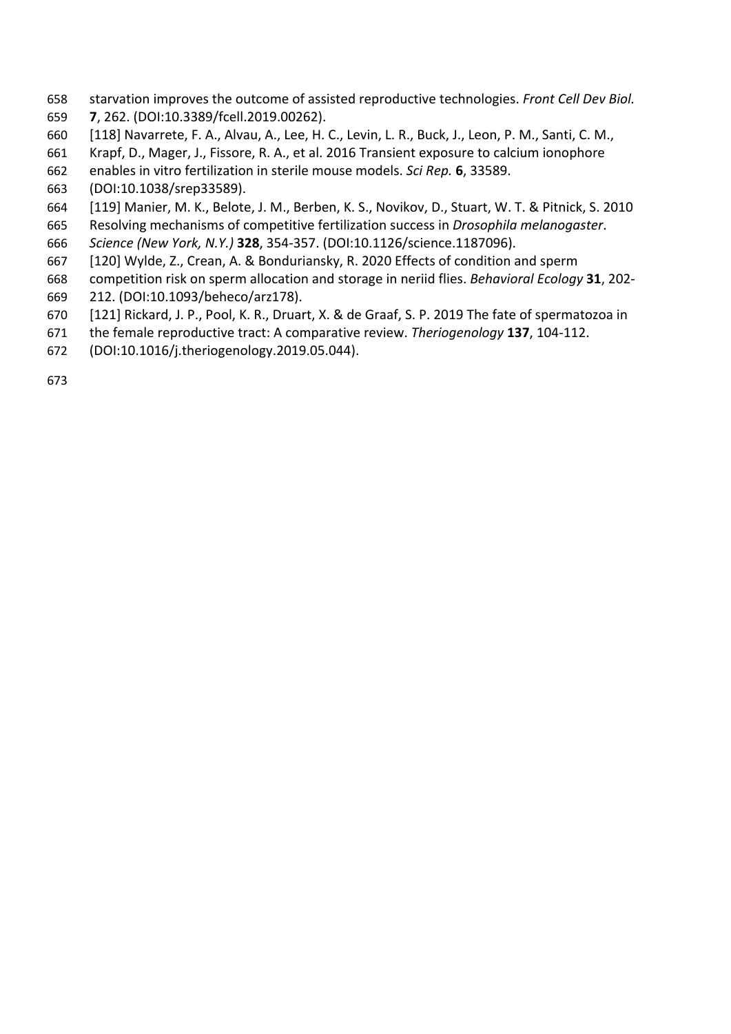starvation improves the outcome of assisted reproductive technologies. *Front Cell Dev Biol.* **7**, 262. (DOI:10.3389/fcell.2019.00262).

[118] Navarrete, F. A., Alvau, A., Lee, H. C., Levin, L. R., Buck, J., Leon, P. M., Santi, C. M., Krapf, D., Mager, J., Fissore, R. A., et al. 2016 Transient exposure to calcium ionophore enables in vitro fertilization in sterile mouse models. *Sci Rep.* **6**, 33589. (DOI:10.1038/srep33589).

[119] Manier, M. K., Belote, J. M., Berben, K. S., Novikov, D., Stuart, W. T. & Pitnick, S. 2010 Resolving mechanisms of competitive fertilization success in *Drosophila melanogaster*. *Science (New York, N.Y.)* **328**, 354-357. (DOI:10.1126/science.1187096).

[120] Wylde, Z., Crean, A. & Bonduriansky, R. 2020 Effects of condition and sperm competition risk on sperm allocation and storage in neriid flies. *Behavioral Ecology* **31**, 202-212. (DOI:10.1093/beheco/arz178).

[121] Rickard, J. P., Pool, K. R., Druart, X. & de Graaf, S. P. 2019 The fate of spermatozoa in the female reproductive tract: A comparative review. *Theriogenology* **137**, 104-112. (DOI:10.1016/j.theriogenology.2019.05.044).